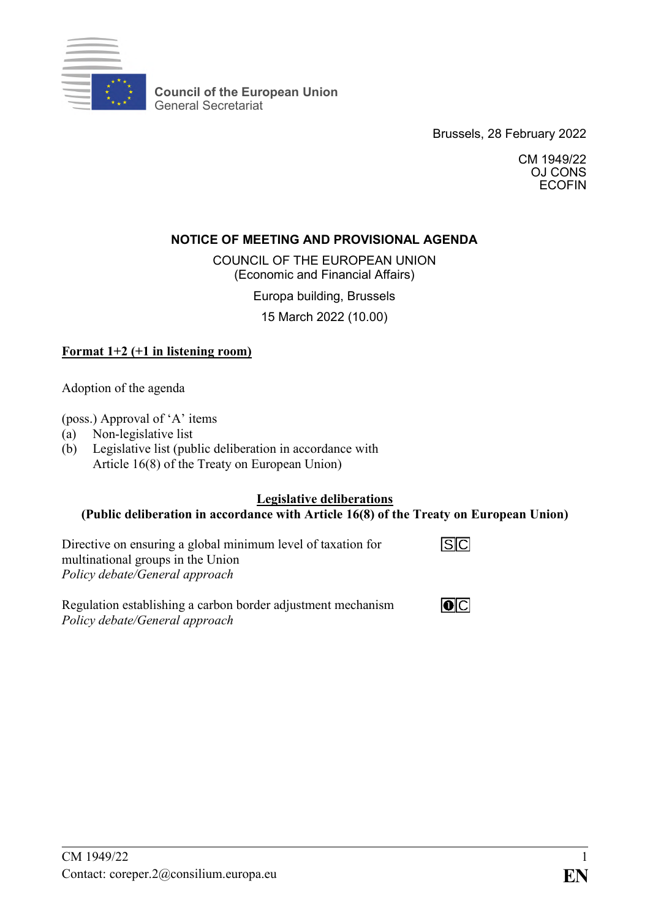Council of the European Union
General Secretariat

Brussels, 28 February 2022

CM 1949/22
OJ CONS
ECOFIN

## NOTICE OF MEETING AND PROVISIONAL AGENDA

COUNCIL OF THE EUROPEAN UNION
(Economic and Financial Affairs)

Europa building, Brussels

15 March 2022 (10.00)

**Format 1+2 (+1 in listening room)**

Adoption of the agenda

(poss.) Approval of 'A' items
(a) Non-legislative list
(b) Legislative list (public deliberation in accordance with Article 16(8) of the Treaty on European Union)

**Legislative deliberations**
**(Public deliberation in accordance with Article 16(8) of the Treaty on European Union)**

Directive on ensuring a global minimum level of taxation for multinational groups in the Union — S | C
*Policy debate/General approach*

Regulation establishing a carbon border adjustment mechanism — ❶ | C
*Policy debate/General approach*

CM 1949/22
Contact: coreper.2@consilium.europa.eu

EN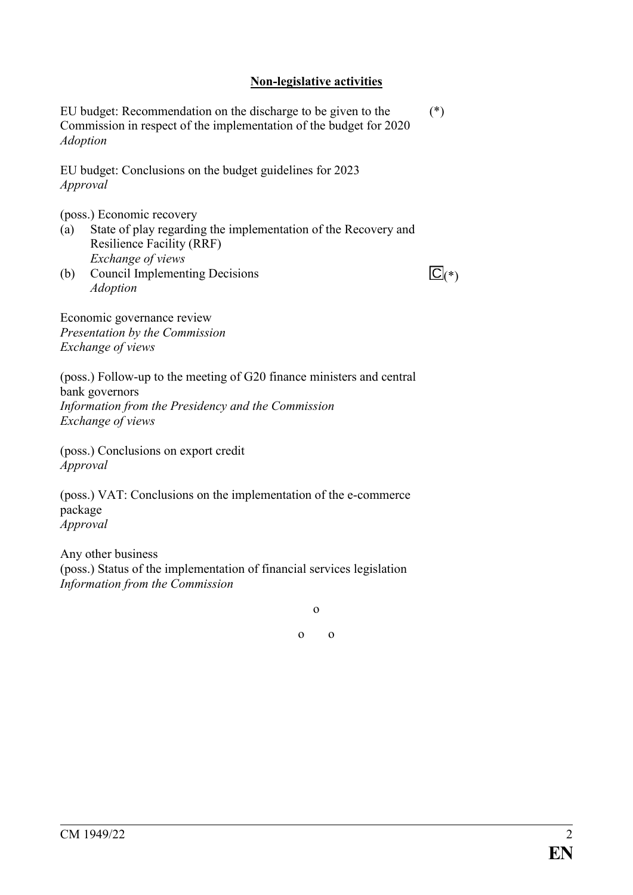**Non-legislative activities**

EU budget: Recommendation on the discharge to be given to the Commission in respect of the implementation of the budget for 2020 (*)
*Adoption*

EU budget: Conclusions on the budget guidelines for 2023
*Approval*

(poss.) Economic recovery

(a) State of play regarding the implementation of the Recovery and Resilience Facility (RRF)
*Exchange of views*

(b) Council Implementing Decisions C (*)
*Adoption*

Economic governance review
*Presentation by the Commission*
*Exchange of views*

(poss.) Follow-up to the meeting of G20 finance ministers and central bank governors
*Information from the Presidency and the Commission*
*Exchange of views*

(poss.) Conclusions on export credit
*Approval*

(poss.) VAT: Conclusions on the implementation of the e-commerce package
*Approval*

Any other business
(poss.) Status of the implementation of financial services legislation
*Information from the Commission*

o

o o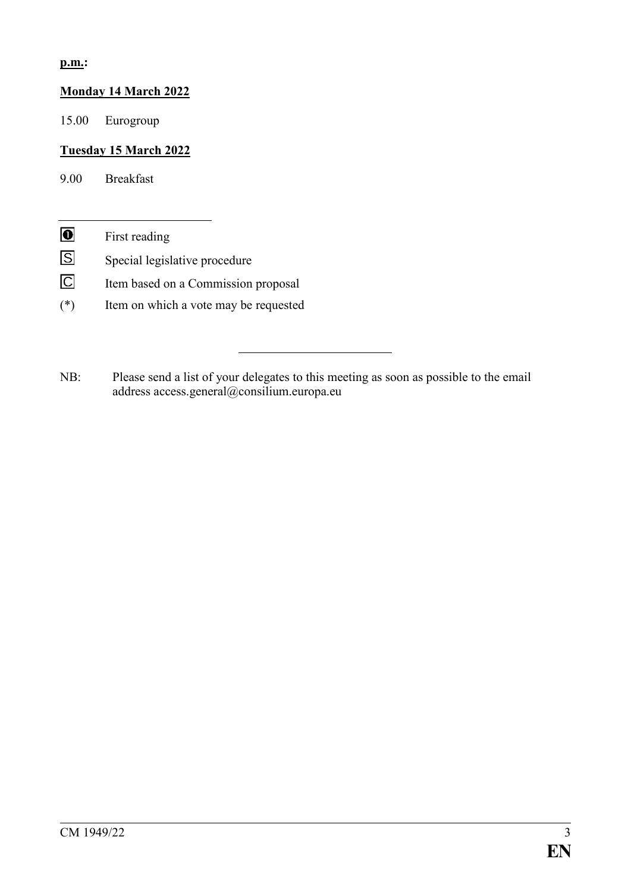**p.m.:**

**Monday 14 March 2022**

15.00 Eurogroup

**Tuesday 15 March 2022**

9.00 Breakfast

---

❶ First reading

S Special legislative procedure

C Item based on a Commission proposal

(*) Item on which a vote may be requested

---

NB: Please send a list of your delegates to this meeting as soon as possible to the email address access.general@consilium.europa.eu